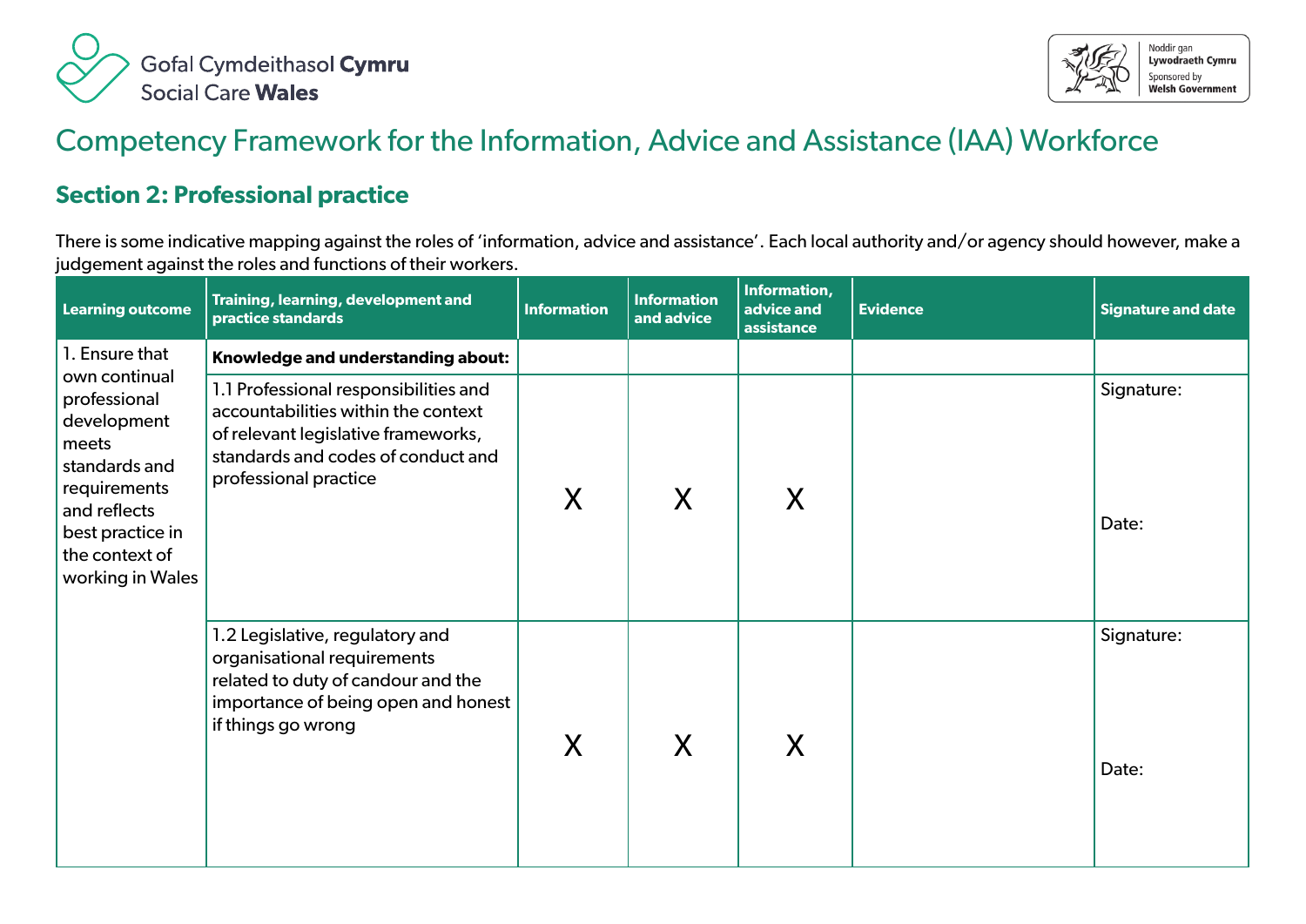Gofal Cymdeithasol **Cymru**
Social Care **Wales**

Noddir gan **Lywodraeth Cymru**
Sponsored by **Welsh Government**

# Competency Framework for the Information, Advice and Assistance (IAA) Workforce

## Section 2: Professional practice

There is some indicative mapping against the roles of 'information, advice and assistance'. Each local authority and/or agency should however, make a judgement against the roles and functions of their workers.

| Learning outcome | Training, learning, development and practice standards | Information | Information and advice | Information, advice and assistance | Evidence | Signature and date |
|---|---|---|---|---|---|---|
| 1. Ensure that own continual professional development meets standards and requirements and reflects best practice in the context of working in Wales | **Knowledge and understanding about:** | | | | | |
| | 1.1 Professional responsibilities and accountabilities within the context of relevant legislative frameworks, standards and codes of conduct and professional practice | X | X | X | | Signature:<br><br>Date: |
| | 1.2 Legislative, regulatory and organisational requirements related to duty of candour and the importance of being open and honest if things go wrong | X | X | X | | Signature:<br><br>Date: |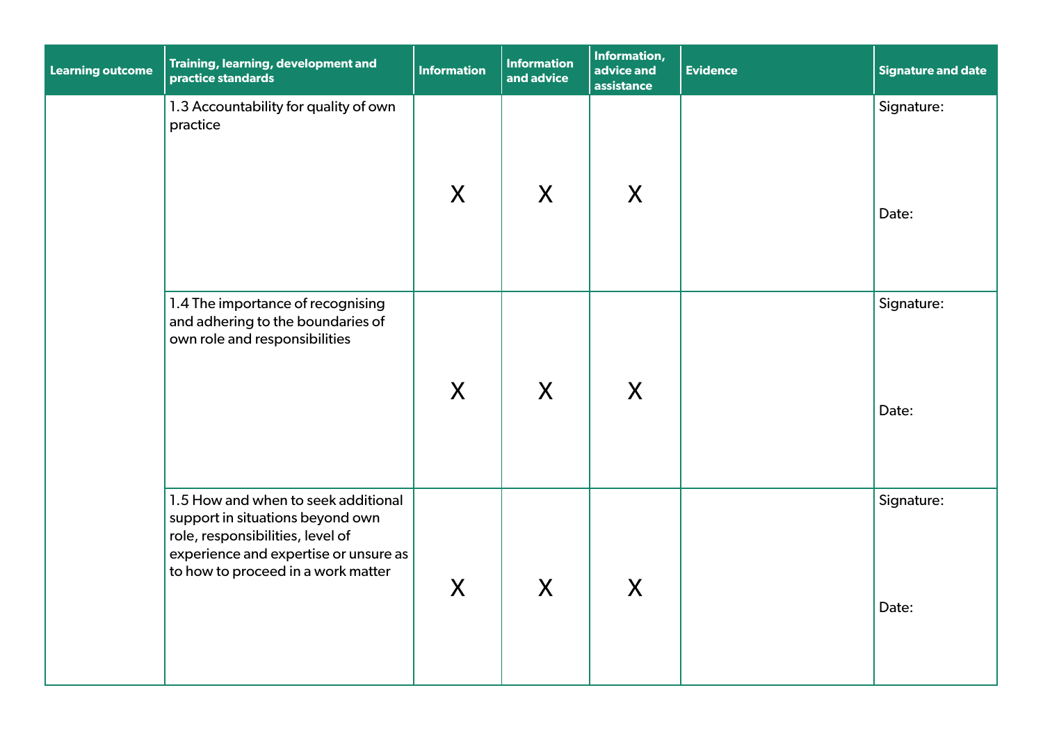| Learning outcome | Training, learning, development and practice standards | Information | Information and advice | Information, advice and assistance | Evidence | Signature and date |
|---|---|---|---|---|---|---|
| | 1.3 Accountability for quality of own practice | X | X | X | | Signature:<br><br>Date: |
| | 1.4 The importance of recognising and adhering to the boundaries of own role and responsibilities | X | X | X | | Signature:<br><br>Date: |
| | 1.5 How and when to seek additional support in situations beyond own role, responsibilities, level of experience and expertise or unsure as to how to proceed in a work matter | X | X | X | | Signature:<br><br>Date: |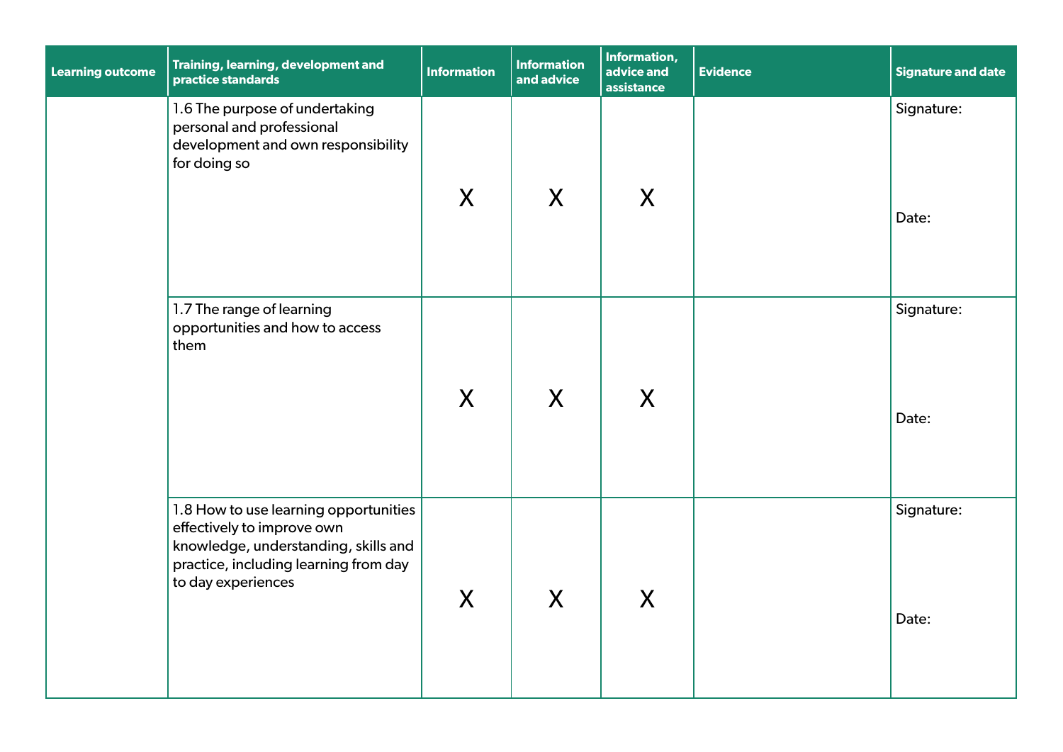| Learning outcome | Training, learning, development and practice standards | Information | Information and advice | Information, advice and assistance | Evidence | Signature and date |
|---|---|---|---|---|---|---|
| | 1.6 The purpose of undertaking personal and professional development and own responsibility for doing so | X | X | X | | Signature:<br><br>Date: |
| | 1.7 The range of learning opportunities and how to access them | X | X | X | | Signature:<br><br>Date: |
| | 1.8 How to use learning opportunities effectively to improve own knowledge, understanding, skills and practice, including learning from day to day experiences | X | X | X | | Signature:<br><br>Date: |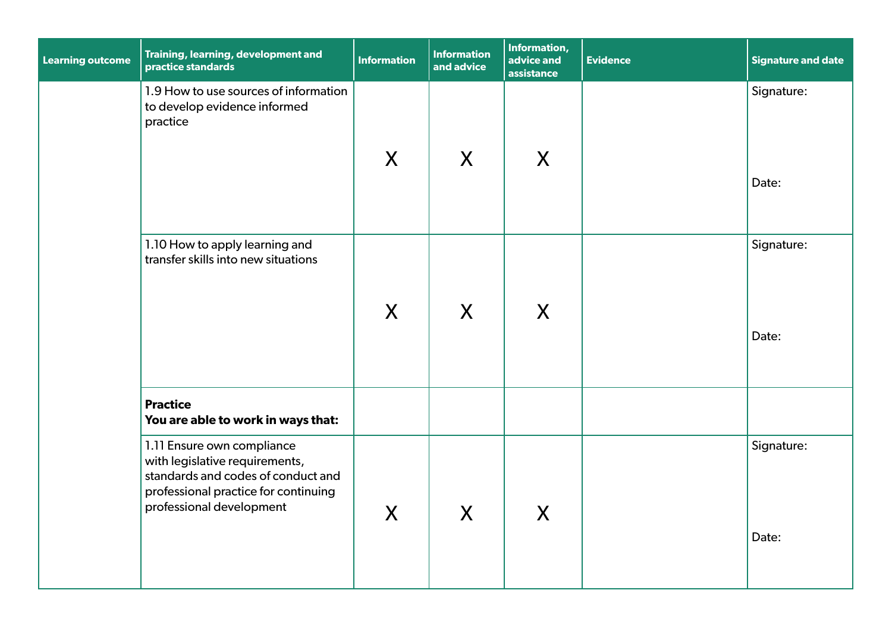| Learning outcome | Training, learning, development and practice standards | Information | Information and advice | Information, advice and assistance | Evidence | Signature and date |
|---|---|---|---|---|---|---|
| | 1.9 How to use sources of information to develop evidence informed practice | X | X | X | | Signature:<br><br>Date: |
| | 1.10 How to apply learning and transfer skills into new situations | X | X | X | | Signature:<br><br>Date: |
| | **Practice**<br>**You are able to work in ways that:** | | | | | |
| | 1.11 Ensure own compliance with legislative requirements, standards and codes of conduct and professional practice for continuing professional development | X | X | X | | Signature:<br><br>Date: |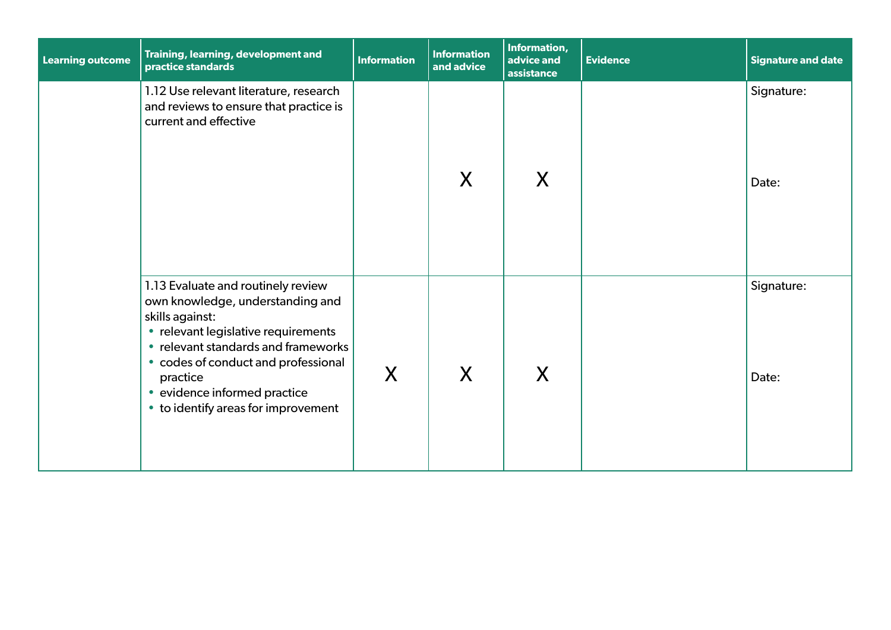| Learning outcome | Training, learning, development and practice standards | Information | Information and advice | Information, advice and assistance | Evidence | Signature and date |
|---|---|---|---|---|---|---|
| | 1.12 Use relevant literature, research and reviews to ensure that practice is current and effective | | X | X | | Signature:<br><br>Date: |
| | 1.13 Evaluate and routinely review own knowledge, understanding and skills against:<br>• relevant legislative requirements<br>• relevant standards and frameworks<br>• codes of conduct and professional practice<br>• evidence informed practice<br>• to identify areas for improvement | X | X | X | | Signature:<br><br>Date: |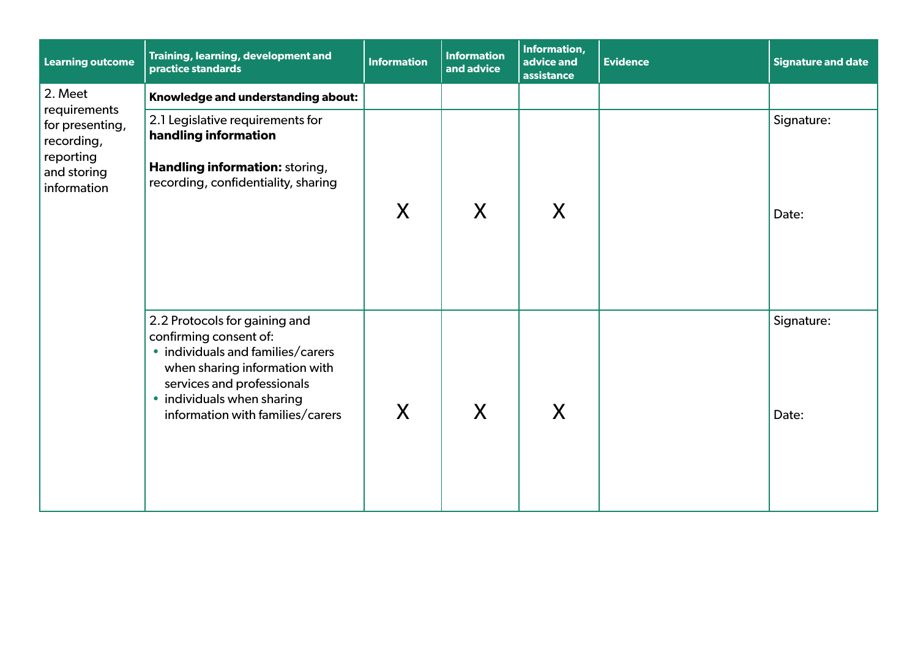| Learning outcome | Training, learning, development and practice standards | Information | Information and advice | Information, advice and assistance | Evidence | Signature and date |
|---|---|---|---|---|---|---|
| 2. Meet requirements for presenting, recording, reporting and storing information | **Knowledge and understanding about:** | | | | | |
| | 2.1 Legislative requirements for **handling information**<br><br>**Handling information:** storing, recording, confidentiality, sharing | X | X | X | | Signature:<br><br>Date: |
| | 2.2 Protocols for gaining and confirming consent of:<br>• individuals and families/carers when sharing information with services and professionals<br>• individuals when sharing information with families/carers | X | X | X | | Signature:<br><br>Date: |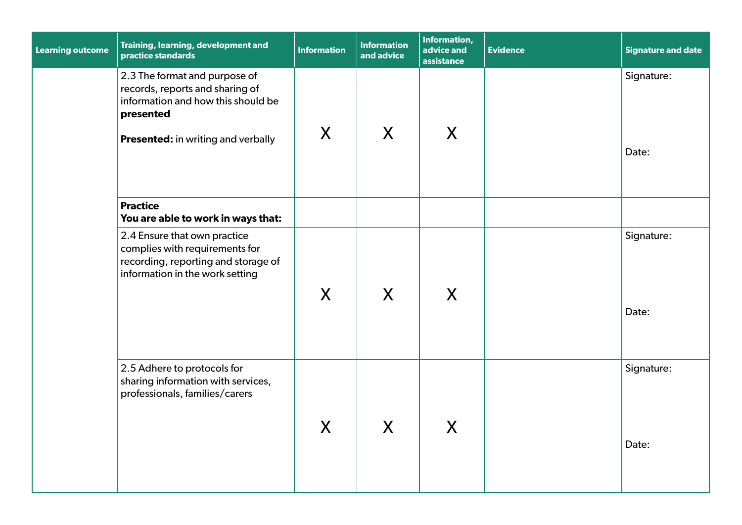| Learning outcome | Training, learning, development and practice standards | Information | Information and advice | Information, advice and assistance | Evidence | Signature and date |
|---|---|---|---|---|---|---|
| | 2.3 The format and purpose of records, reports and sharing of information and how this should be **presented**<br><br>**Presented:** in writing and verbally | X | X | X | | Signature:<br><br>Date: |
| | **Practice**<br>**You are able to work in ways that:** | | | | | |
| | 2.4 Ensure that own practice complies with requirements for recording, reporting and storage of information in the work setting | X | X | X | | Signature:<br><br>Date: |
| | 2.5 Adhere to protocols for sharing information with services, professionals, families/carers | X | X | X | | Signature:<br><br>Date: |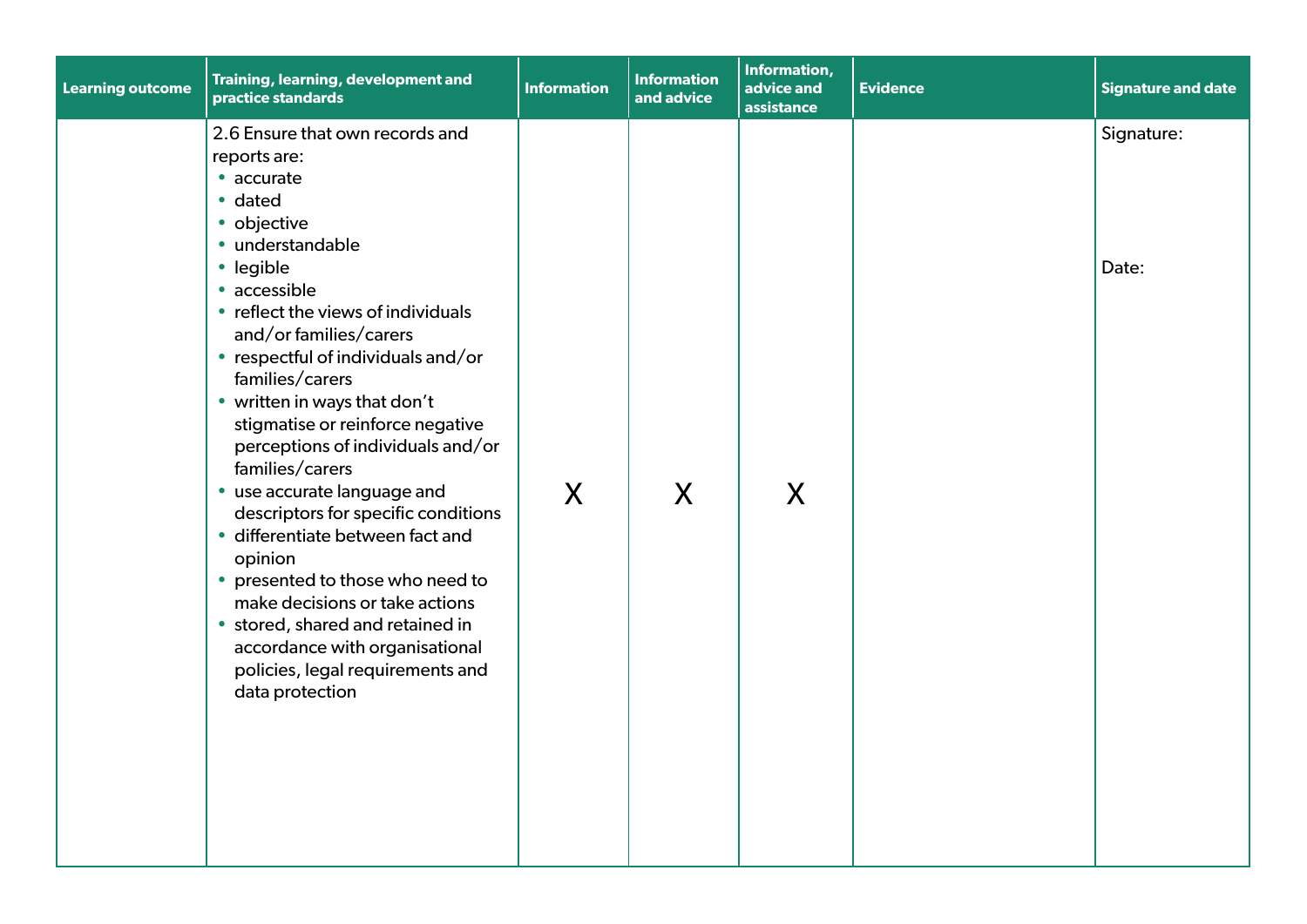| Learning outcome | Training, learning, development and practice standards | Information | Information and advice | Information, advice and assistance | Evidence | Signature and date |
|---|---|---|---|---|---|---|
| | 2.6 Ensure that own records and reports are:<br>• accurate<br>• dated<br>• objective<br>• understandable<br>• legible<br>• accessible<br>• reflect the views of individuals and/or families/carers<br>• respectful of individuals and/or families/carers<br>• written in ways that don't stigmatise or reinforce negative perceptions of individuals and/or families/carers<br>• use accurate language and descriptors for specific conditions<br>• differentiate between fact and opinion<br>• presented to those who need to make decisions or take actions<br>• stored, shared and retained in accordance with organisational policies, legal requirements and data protection | X | X | X | | Signature:<br><br>Date: |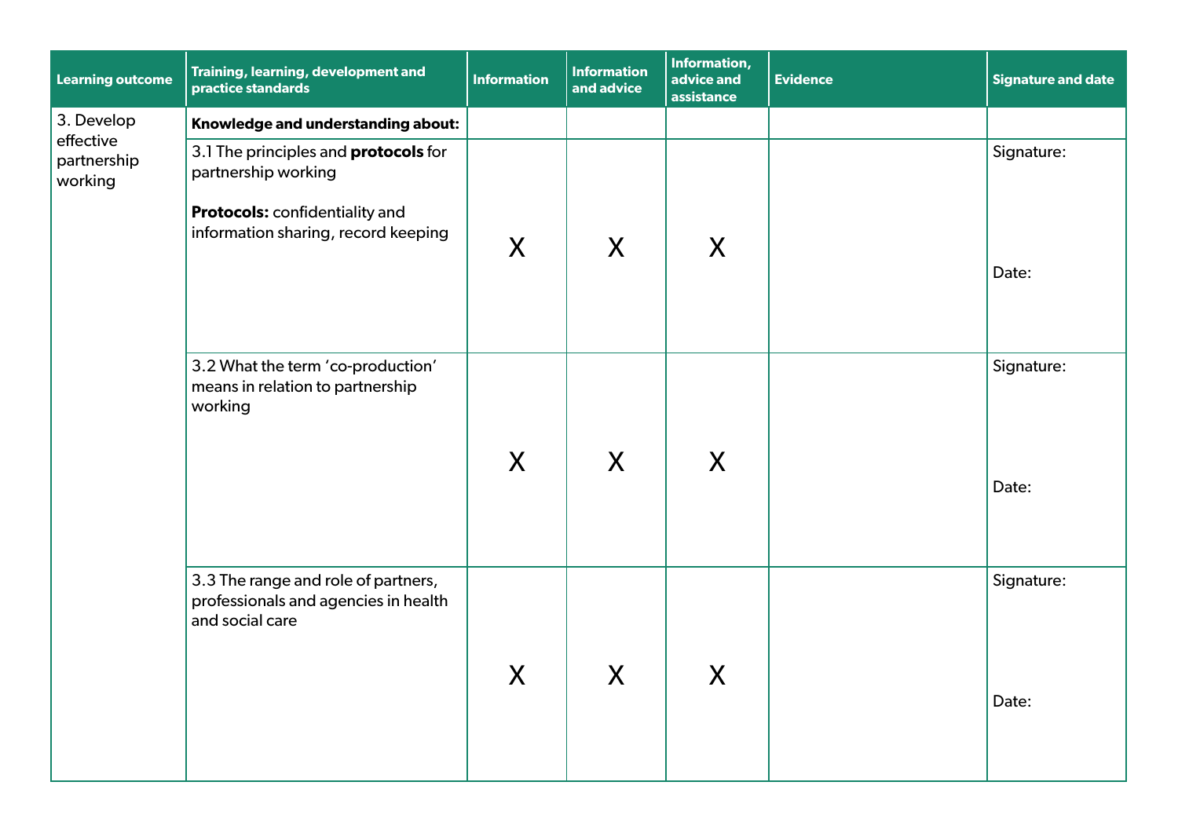| Learning outcome | Training, learning, development and practice standards | Information | Information and advice | Information, advice and assistance | Evidence | Signature and date |
|---|---|---|---|---|---|---|
| 3. Develop effective partnership working | **Knowledge and understanding about:** | | | | | |
| | 3.1 The principles and **protocols** for partnership working<br><br>**Protocols:** confidentiality and information sharing, record keeping | X | X | X | | Signature:<br><br>Date: |
| | 3.2 What the term 'co-production' means in relation to partnership working | X | X | X | | Signature:<br><br>Date: |
| | 3.3 The range and role of partners, professionals and agencies in health and social care | X | X | X | | Signature:<br><br>Date: |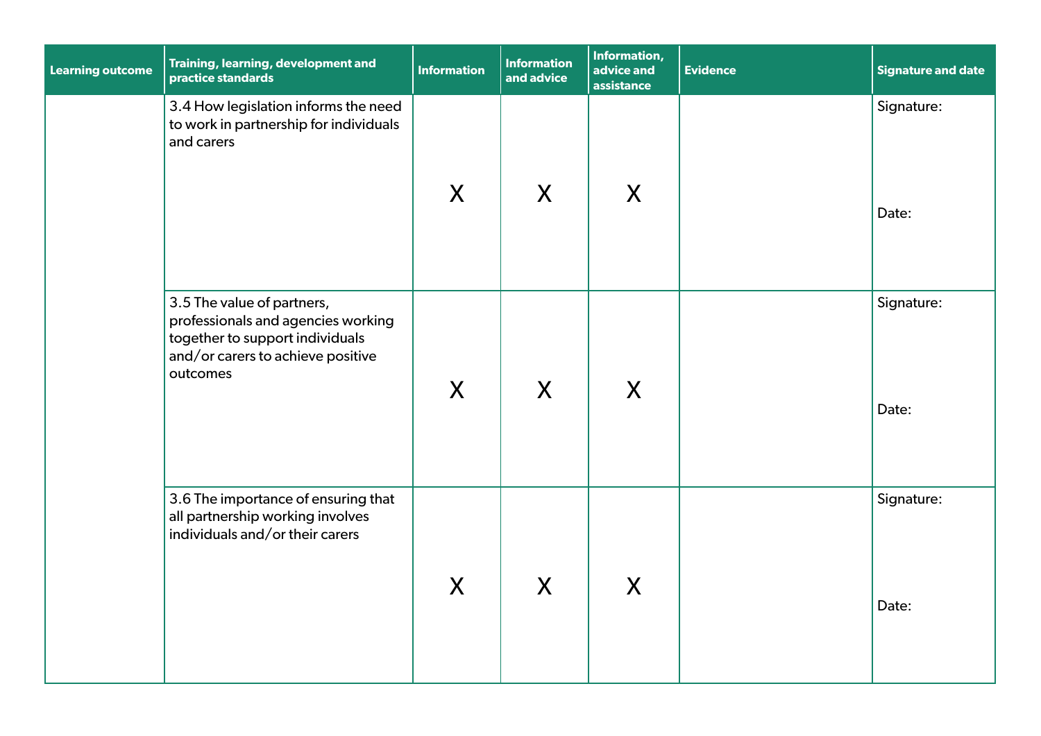| Learning outcome | Training, learning, development and practice standards | Information | Information and advice | Information, advice and assistance | Evidence | Signature and date |
|---|---|---|---|---|---|---|
| | 3.4 How legislation informs the need to work in partnership for individuals and carers | X | X | X | | Signature:<br><br>Date: |
| | 3.5 The value of partners, professionals and agencies working together to support individuals and/or carers to achieve positive outcomes | X | X | X | | Signature:<br><br>Date: |
| | 3.6 The importance of ensuring that all partnership working involves individuals and/or their carers | X | X | X | | Signature:<br><br>Date: |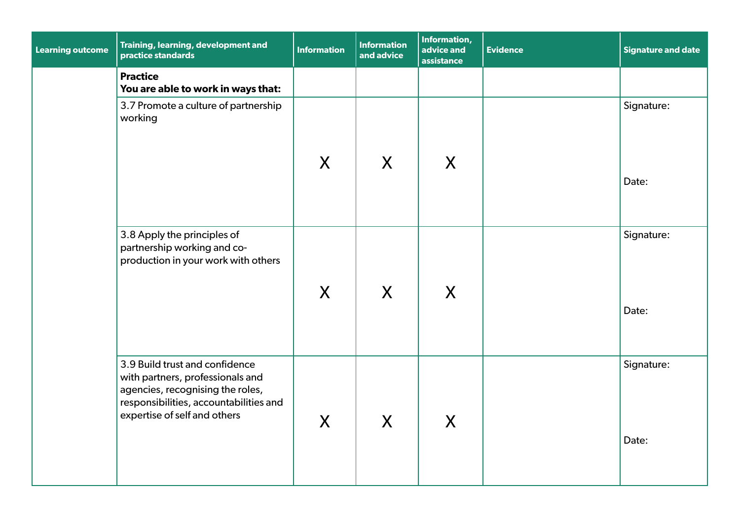| Learning outcome | Training, learning, development and practice standards | Information | Information and advice | Information, advice and assistance | Evidence | Signature and date |
|---|---|---|---|---|---|---|
| | **Practice**<br>**You are able to work in ways that:** | | | | | |
| | 3.7 Promote a culture of partnership working | X | X | X | | Signature:<br><br>Date: |
| | 3.8 Apply the principles of partnership working and co-production in your work with others | X | X | X | | Signature:<br><br>Date: |
| | 3.9 Build trust and confidence with partners, professionals and agencies, recognising the roles, responsibilities, accountabilities and expertise of self and others | X | X | X | | Signature:<br><br>Date: |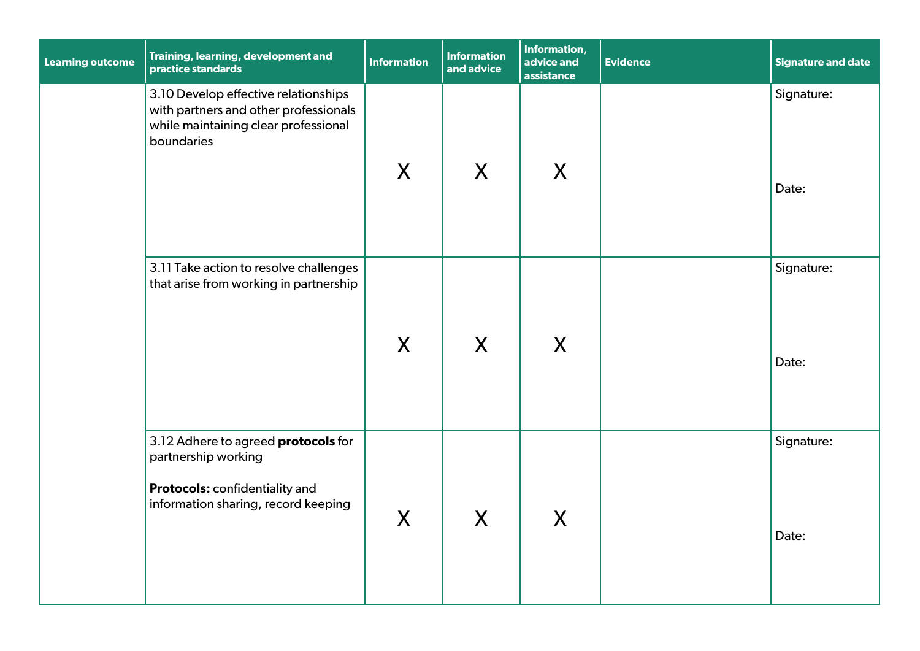| Learning outcome | Training, learning, development and practice standards | Information | Information and advice | Information, advice and assistance | Evidence | Signature and date |
|---|---|---|---|---|---|---|
| | 3.10 Develop effective relationships with partners and other professionals while maintaining clear professional boundaries | X | X | X | | Signature:<br><br>Date: |
| | 3.11 Take action to resolve challenges that arise from working in partnership | X | X | X | | Signature:<br><br>Date: |
| | 3.12 Adhere to agreed **protocols** for partnership working<br><br>**Protocols:** confidentiality and information sharing, record keeping | X | X | X | | Signature:<br><br>Date: |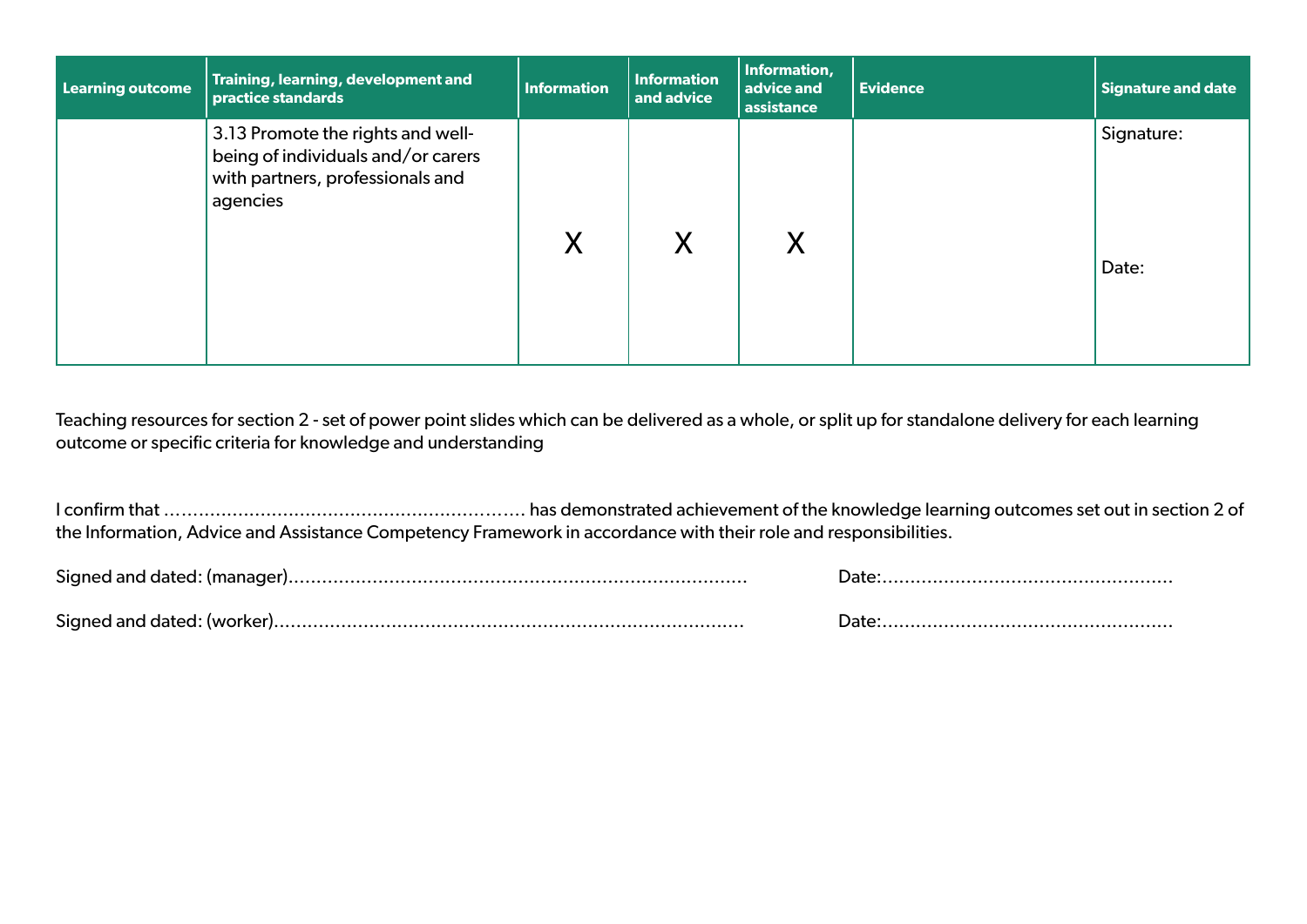| Learning outcome | Training, learning, development and practice standards | Information | Information and advice | Information, advice and assistance | Evidence | Signature and date |
|---|---|---|---|---|---|---|
| | 3.13 Promote the rights and well-being of individuals and/or carers with partners, professionals and agencies | X | X | X | | Signature: Date: |

Teaching resources for section 2 - set of power point slides which can be delivered as a whole, or split up for standalone delivery for each learning outcome or specific criteria for knowledge and understanding

I confirm that ……………………………………………………… has demonstrated achievement of the knowledge learning outcomes set out in section 2 of the Information, Advice and Assistance Competency Framework in accordance with their role and responsibilities.

Signed and dated: (manager)………………………………………………………………………… Date:……………………………………………

Signed and dated: (worker)…………………………………………………………………………… Date:……………………………………………